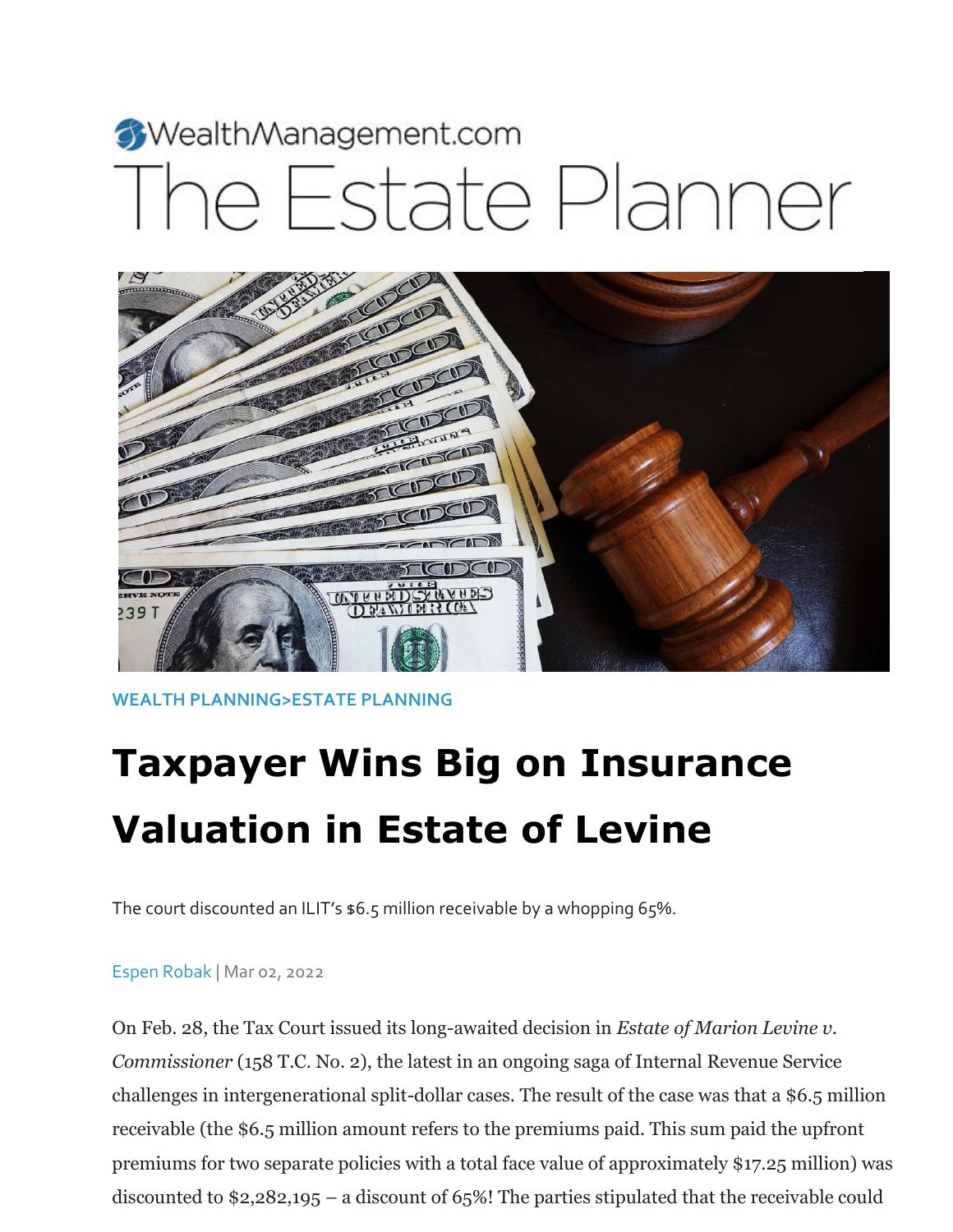WealthManagement.com

The Estate Planner

WEALTH PLANNING>ESTATE PLANNING

# Taxpayer Wins Big on Insurance Valuation in Estate of Levine

The court discounted an ILIT's $6.5 million receivable by a whopping 65%.

Espen Robak | Mar 02, 2022

On Feb. 28, the Tax Court issued its long-awaited decision in *Estate of Marion Levine v. Commissioner* (158 T.C. No. 2), the latest in an ongoing saga of Internal Revenue Service challenges in intergenerational split-dollar cases. The result of the case was that a $6.5 million receivable (the $6.5 million amount refers to the premiums paid. This sum paid the upfront premiums for two separate policies with a total face value of approximately $17.25 million) was discounted to $2,282,195 – a discount of 65%! The parties stipulated that the receivable could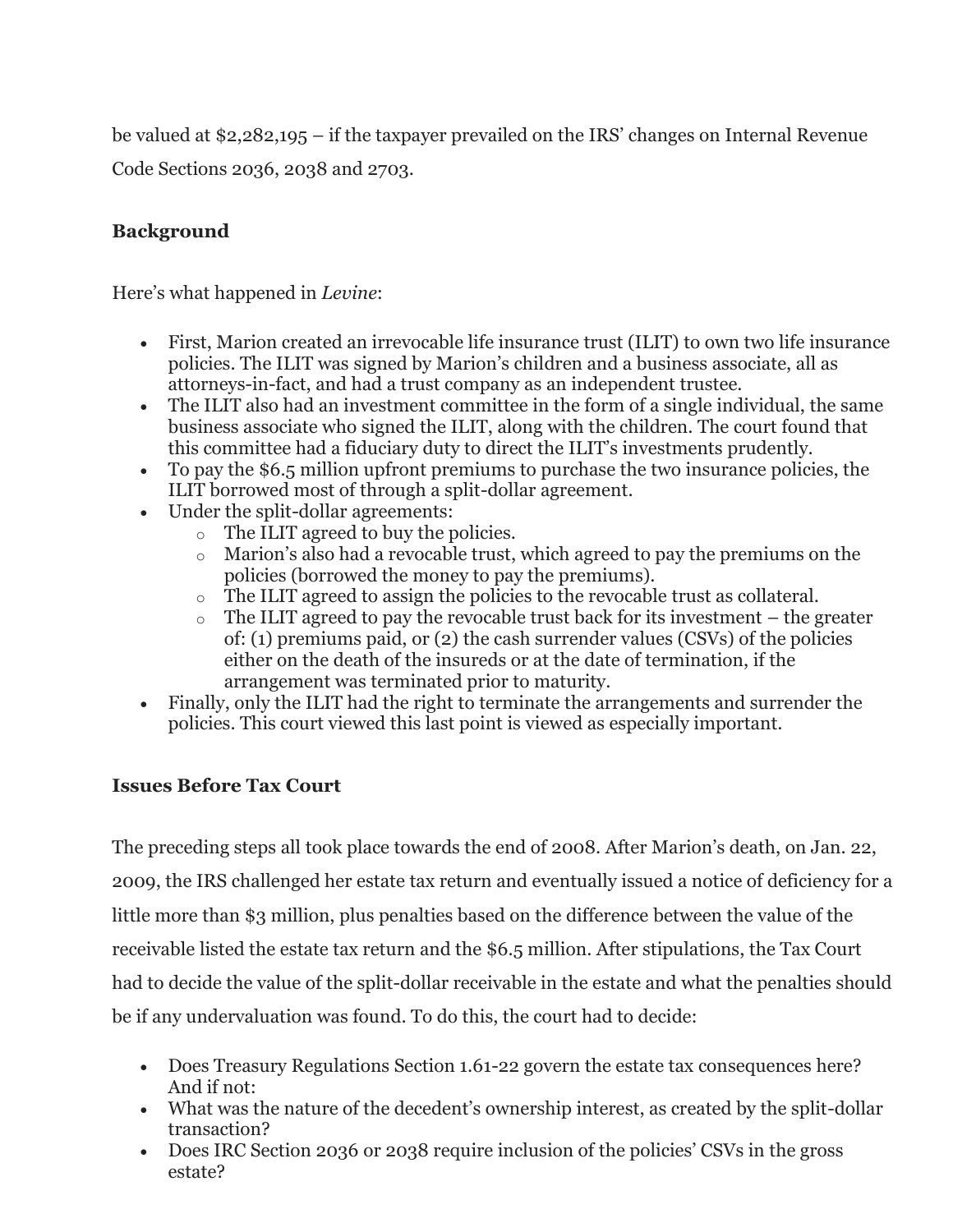be valued at $2,282,195 – if the taxpayer prevailed on the IRS' changes on Internal Revenue Code Sections 2036, 2038 and 2703.

**Background**

Here's what happened in *Levine*:

- First, Marion created an irrevocable life insurance trust (ILIT) to own two life insurance policies. The ILIT was signed by Marion's children and a business associate, all as attorneys-in-fact, and had a trust company as an independent trustee.
- The ILIT also had an investment committee in the form of a single individual, the same business associate who signed the ILIT, along with the children. The court found that this committee had a fiduciary duty to direct the ILIT's investments prudently.
- To pay the $6.5 million upfront premiums to purchase the two insurance policies, the ILIT borrowed most of through a split-dollar agreement.
- Under the split-dollar agreements:
  - The ILIT agreed to buy the policies.
  - Marion's also had a revocable trust, which agreed to pay the premiums on the policies (borrowed the money to pay the premiums).
  - The ILIT agreed to assign the policies to the revocable trust as collateral.
  - The ILIT agreed to pay the revocable trust back for its investment – the greater of: (1) premiums paid, or (2) the cash surrender values (CSVs) of the policies either on the death of the insureds or at the date of termination, if the arrangement was terminated prior to maturity.
- Finally, only the ILIT had the right to terminate the arrangements and surrender the policies. This court viewed this last point is viewed as especially important.

**Issues Before Tax Court**

The preceding steps all took place towards the end of 2008. After Marion's death, on Jan. 22, 2009, the IRS challenged her estate tax return and eventually issued a notice of deficiency for a little more than $3 million, plus penalties based on the difference between the value of the receivable listed the estate tax return and the $6.5 million. After stipulations, the Tax Court had to decide the value of the split-dollar receivable in the estate and what the penalties should be if any undervaluation was found. To do this, the court had to decide:

- Does Treasury Regulations Section 1.61-22 govern the estate tax consequences here? And if not:
- What was the nature of the decedent's ownership interest, as created by the split-dollar transaction?
- Does IRC Section 2036 or 2038 require inclusion of the policies' CSVs in the gross estate?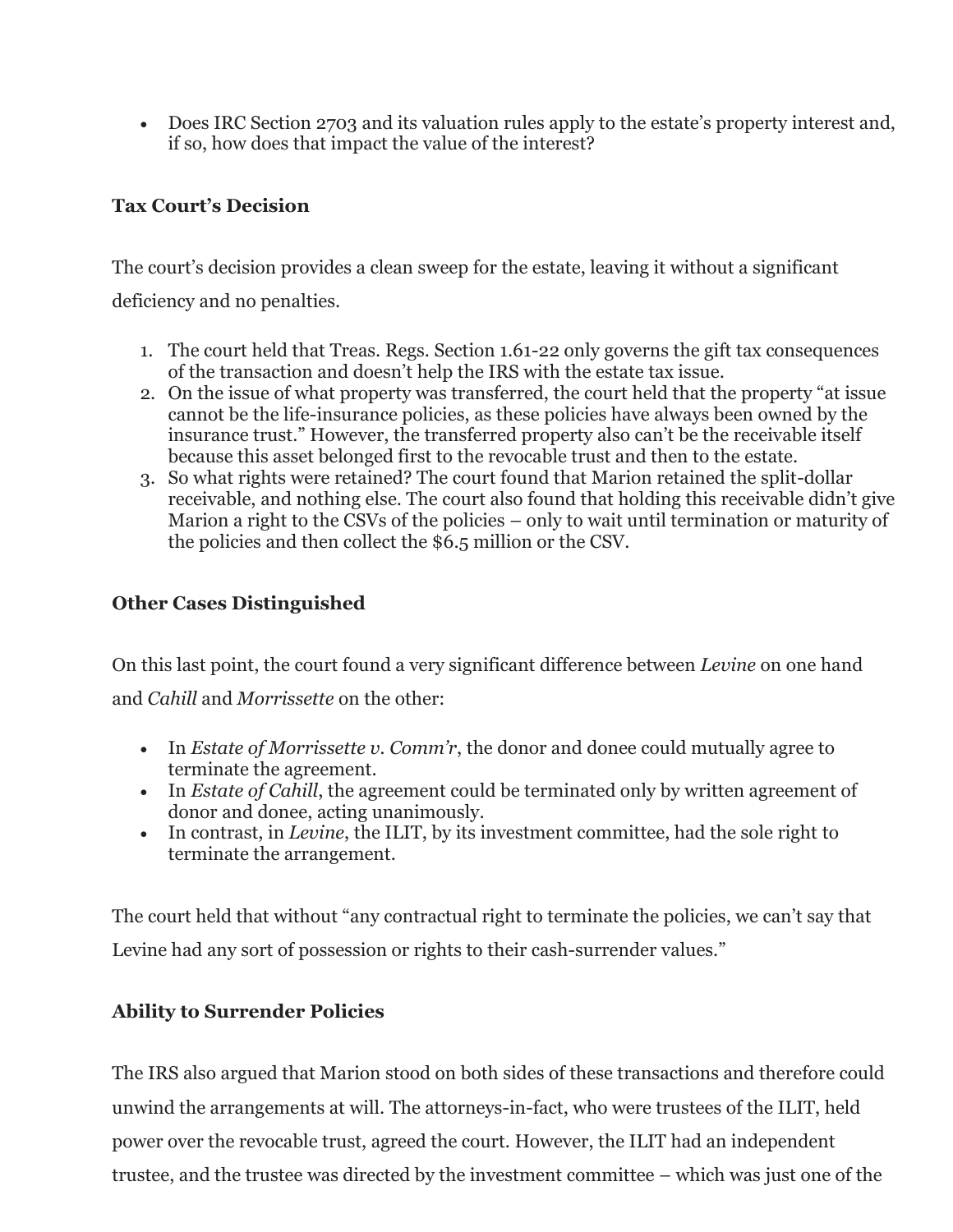- Does IRC Section 2703 and its valuation rules apply to the estate's property interest and, if so, how does that impact the value of the interest?

**Tax Court's Decision**

The court's decision provides a clean sweep for the estate, leaving it without a significant deficiency and no penalties.

1. The court held that Treas. Regs. Section 1.61-22 only governs the gift tax consequences of the transaction and doesn't help the IRS with the estate tax issue.
2. On the issue of what property was transferred, the court held that the property "at issue cannot be the life-insurance policies, as these policies have always been owned by the insurance trust." However, the transferred property also can't be the receivable itself because this asset belonged first to the revocable trust and then to the estate.
3. So what rights were retained? The court found that Marion retained the split-dollar receivable, and nothing else. The court also found that holding this receivable didn't give Marion a right to the CSVs of the policies – only to wait until termination or maturity of the policies and then collect the $6.5 million or the CSV.

**Other Cases Distinguished**

On this last point, the court found a very significant difference between *Levine* on one hand and *Cahill* and *Morrissette* on the other:

- In *Estate of Morrissette v. Comm'r*, the donor and donee could mutually agree to terminate the agreement.
- In *Estate of Cahill*, the agreement could be terminated only by written agreement of donor and donee, acting unanimously.
- In contrast, in *Levine*, the ILIT, by its investment committee, had the sole right to terminate the arrangement.

The court held that without "any contractual right to terminate the policies, we can't say that Levine had any sort of possession or rights to their cash-surrender values."

**Ability to Surrender Policies**

The IRS also argued that Marion stood on both sides of these transactions and therefore could unwind the arrangements at will. The attorneys-in-fact, who were trustees of the ILIT, held power over the revocable trust, agreed the court. However, the ILIT had an independent trustee, and the trustee was directed by the investment committee – which was just one of the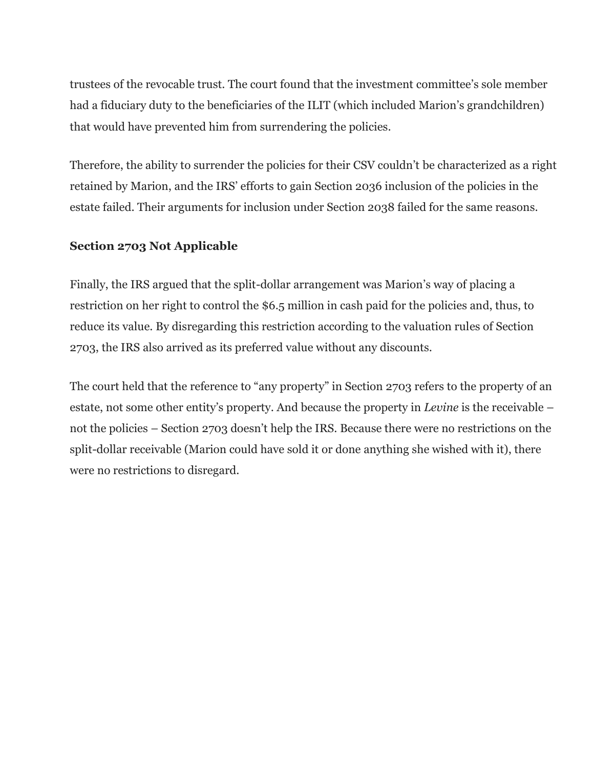trustees of the revocable trust. The court found that the investment committee's sole member had a fiduciary duty to the beneficiaries of the ILIT (which included Marion's grandchildren) that would have prevented him from surrendering the policies.

Therefore, the ability to surrender the policies for their CSV couldn't be characterized as a right retained by Marion, and the IRS' efforts to gain Section 2036 inclusion of the policies in the estate failed. Their arguments for inclusion under Section 2038 failed for the same reasons.

**Section 2703 Not Applicable**

Finally, the IRS argued that the split-dollar arrangement was Marion's way of placing a restriction on her right to control the $6.5 million in cash paid for the policies and, thus, to reduce its value. By disregarding this restriction according to the valuation rules of Section 2703, the IRS also arrived as its preferred value without any discounts.

The court held that the reference to "any property" in Section 2703 refers to the property of an estate, not some other entity's property. And because the property in *Levine* is the receivable – not the policies – Section 2703 doesn't help the IRS. Because there were no restrictions on the split-dollar receivable (Marion could have sold it or done anything she wished with it), there were no restrictions to disregard.